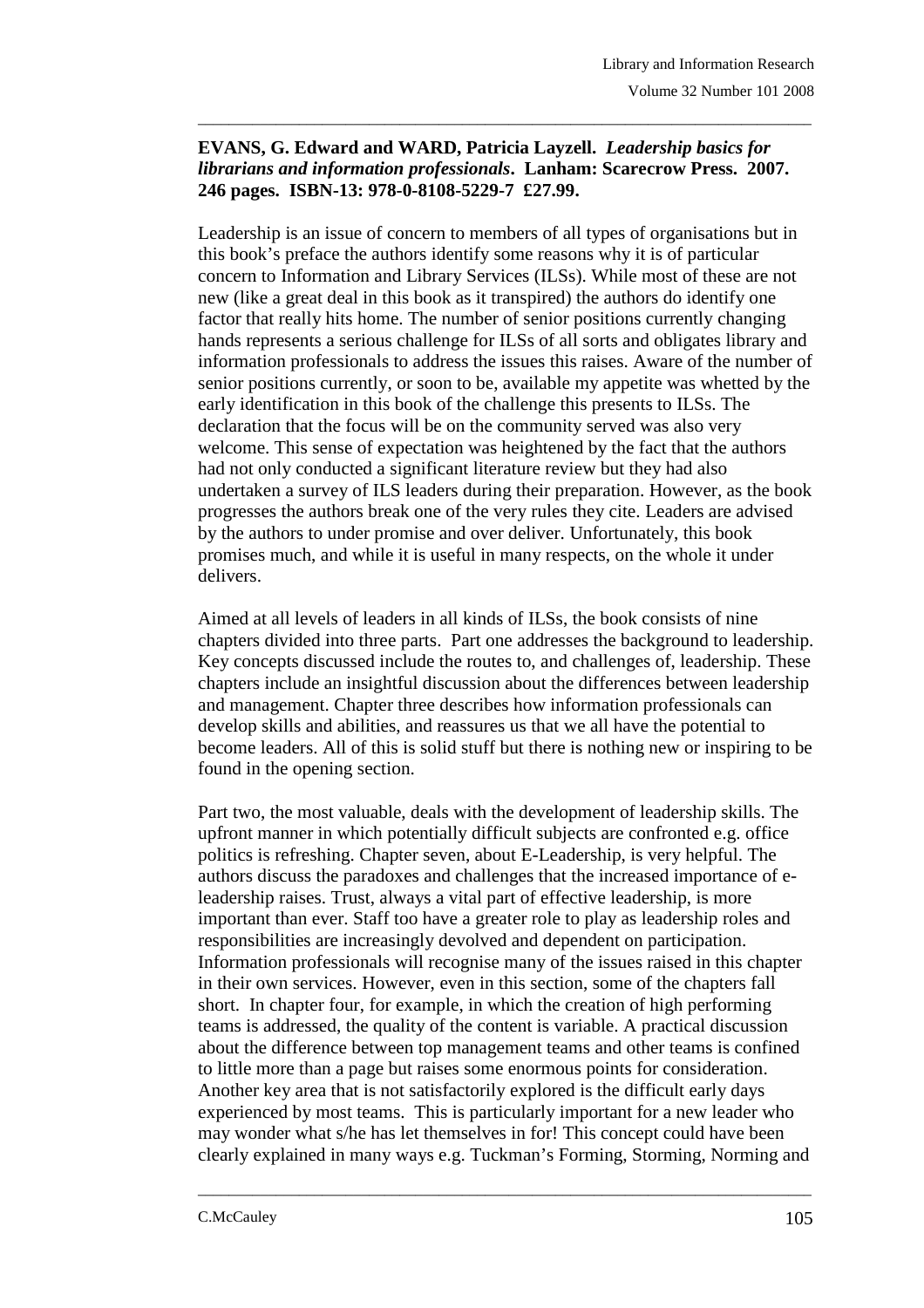**EVANS, G. Edward and WARD, Patricia Layzell. *Leadership basics for librarians and information professionals*. Lanham: Scarecrow Press. 2007. 246 pages. ISBN-13: 978-0-8108-5229-7 £27.99.**

Leadership is an issue of concern to members of all types of organisations but in this book's preface the authors identify some reasons why it is of particular concern to Information and Library Services (ILSs). While most of these are not new (like a great deal in this book as it transpired) the authors do identify one factor that really hits home. The number of senior positions currently changing hands represents a serious challenge for ILSs of all sorts and obligates library and information professionals to address the issues this raises. Aware of the number of senior positions currently, or soon to be, available my appetite was whetted by the early identification in this book of the challenge this presents to ILSs. The declaration that the focus will be on the community served was also very welcome. This sense of expectation was heightened by the fact that the authors had not only conducted a significant literature review but they had also undertaken a survey of ILS leaders during their preparation. However, as the book progresses the authors break one of the very rules they cite. Leaders are advised by the authors to under promise and over deliver. Unfortunately, this book promises much, and while it is useful in many respects, on the whole it under delivers.

Aimed at all levels of leaders in all kinds of ILSs, the book consists of nine chapters divided into three parts. Part one addresses the background to leadership. Key concepts discussed include the routes to, and challenges of, leadership. These chapters include an insightful discussion about the differences between leadership and management. Chapter three describes how information professionals can develop skills and abilities, and reassures us that we all have the potential to become leaders. All of this is solid stuff but there is nothing new or inspiring to be found in the opening section.

Part two, the most valuable, deals with the development of leadership skills. The upfront manner in which potentially difficult subjects are confronted e.g. office politics is refreshing. Chapter seven, about E-Leadership, is very helpful. The authors discuss the paradoxes and challenges that the increased importance of e-leadership raises. Trust, always a vital part of effective leadership, is more important than ever. Staff too have a greater role to play as leadership roles and responsibilities are increasingly devolved and dependent on participation. Information professionals will recognise many of the issues raised in this chapter in their own services. However, even in this section, some of the chapters fall short. In chapter four, for example, in which the creation of high performing teams is addressed, the quality of the content is variable. A practical discussion about the difference between top management teams and other teams is confined to little more than a page but raises some enormous points for consideration. Another key area that is not satisfactorily explored is the difficult early days experienced by most teams. This is particularly important for a new leader who may wonder what s/he has let themselves in for! This concept could have been clearly explained in many ways e.g. Tuckman's Forming, Storming, Norming and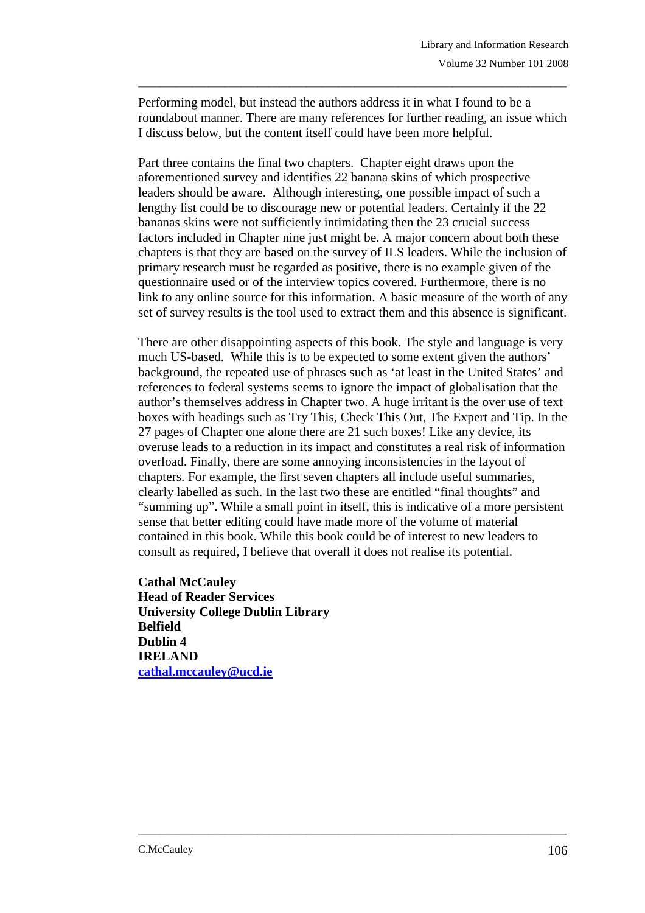Performing model, but instead the authors address it in what I found to be a roundabout manner. There are many references for further reading, an issue which I discuss below, but the content itself could have been more helpful.

Part three contains the final two chapters. Chapter eight draws upon the aforementioned survey and identifies 22 banana skins of which prospective leaders should be aware. Although interesting, one possible impact of such a lengthy list could be to discourage new or potential leaders. Certainly if the 22 bananas skins were not sufficiently intimidating then the 23 crucial success factors included in Chapter nine just might be. A major concern about both these chapters is that they are based on the survey of ILS leaders. While the inclusion of primary research must be regarded as positive, there is no example given of the questionnaire used or of the interview topics covered. Furthermore, there is no link to any online source for this information. A basic measure of the worth of any set of survey results is the tool used to extract them and this absence is significant.

There are other disappointing aspects of this book. The style and language is very much US-based. While this is to be expected to some extent given the authors' background, the repeated use of phrases such as 'at least in the United States' and references to federal systems seems to ignore the impact of globalisation that the author's themselves address in Chapter two. A huge irritant is the over use of text boxes with headings such as Try This, Check This Out, The Expert and Tip. In the 27 pages of Chapter one alone there are 21 such boxes! Like any device, its overuse leads to a reduction in its impact and constitutes a real risk of information overload. Finally, there are some annoying inconsistencies in the layout of chapters. For example, the first seven chapters all include useful summaries, clearly labelled as such. In the last two these are entitled "final thoughts" and "summing up". While a small point in itself, this is indicative of a more persistent sense that better editing could have made more of the volume of material contained in this book. While this book could be of interest to new leaders to consult as required, I believe that overall it does not realise its potential.

**Cathal McCauley**
**Head of Reader Services**
**University College Dublin Library**
**Belfield**
**Dublin 4**
**IRELAND**
**cathal.mccauley@ucd.ie**